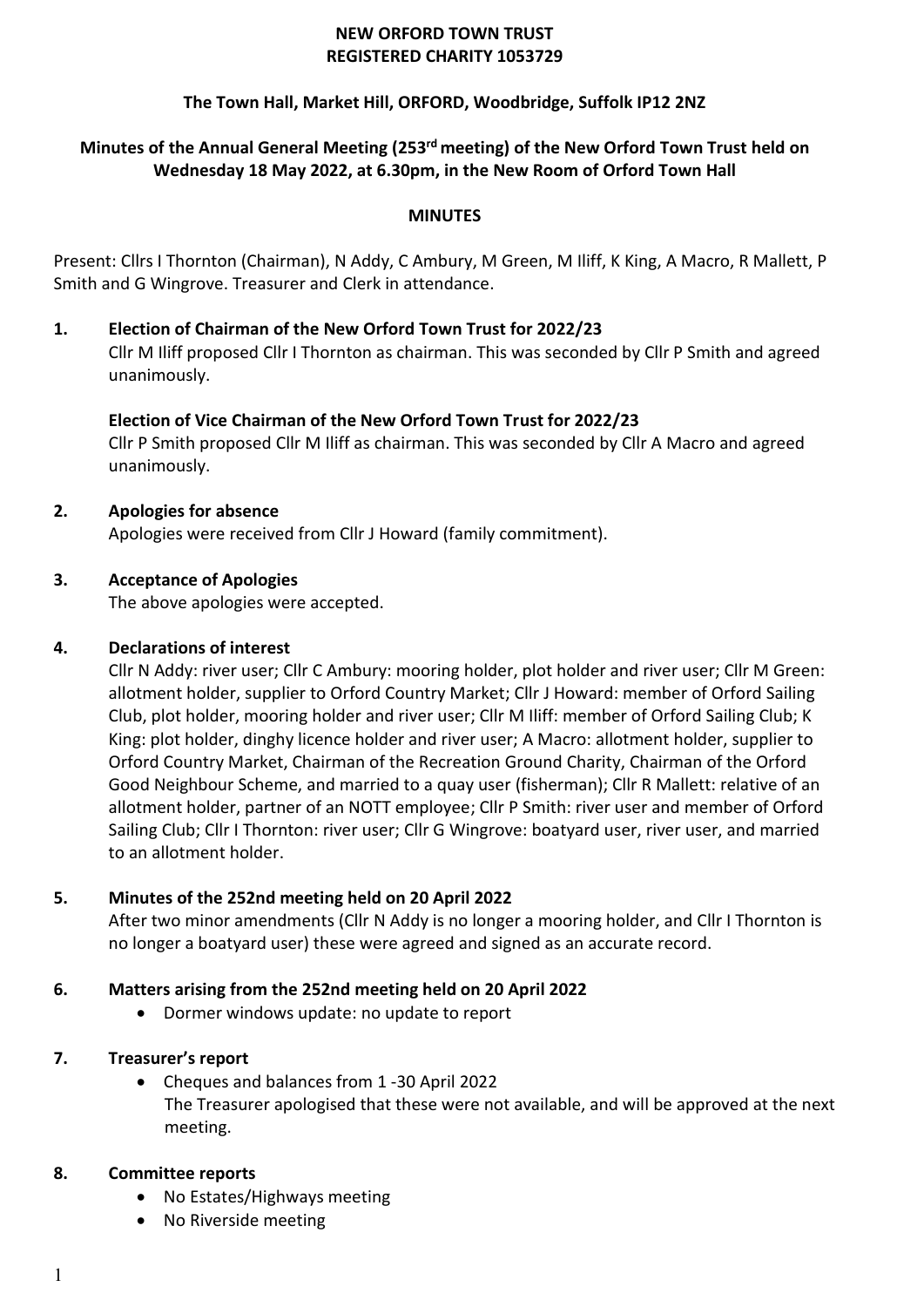**NEW ORFORD TOWN TRUST**
**REGISTERED CHARITY 1053729**

**The Town Hall, Market Hill, ORFORD, Woodbridge, Suffolk IP12 2NZ**

**Minutes of the Annual General Meeting (253rd meeting) of the New Orford Town Trust held on Wednesday 18 May 2022, at 6.30pm, in the New Room of Orford Town Hall**

**MINUTES**

Present: Cllrs I Thornton (Chairman), N Addy, C Ambury, M Green, M Iliff, K King, A Macro, R Mallett, P Smith and G Wingrove. Treasurer and Clerk in attendance.

**1. Election of Chairman of the New Orford Town Trust for 2022/23**

Cllr M Iliff proposed Cllr I Thornton as chairman. This was seconded by Cllr P Smith and agreed unanimously.

**Election of Vice Chairman of the New Orford Town Trust for 2022/23**

Cllr P Smith proposed Cllr M Iliff as chairman. This was seconded by Cllr A Macro and agreed unanimously.

**2. Apologies for absence**

Apologies were received from Cllr J Howard (family commitment).

**3. Acceptance of Apologies**

The above apologies were accepted.

**4. Declarations of interest**

Cllr N Addy: river user; Cllr C Ambury: mooring holder, plot holder and river user; Cllr M Green: allotment holder, supplier to Orford Country Market; Cllr J Howard: member of Orford Sailing Club, plot holder, mooring holder and river user; Cllr M Iliff: member of Orford Sailing Club; K King: plot holder, dinghy licence holder and river user; A Macro: allotment holder, supplier to Orford Country Market, Chairman of the Recreation Ground Charity, Chairman of the Orford Good Neighbour Scheme, and married to a quay user (fisherman); Cllr R Mallett: relative of an allotment holder, partner of an NOTT employee; Cllr P Smith: river user and member of Orford Sailing Club; Cllr I Thornton: river user; Cllr G Wingrove: boatyard user, river user, and married to an allotment holder.

**5. Minutes of the 252nd meeting held on 20 April 2022**

After two minor amendments (Cllr N Addy is no longer a mooring holder, and Cllr I Thornton is no longer a boatyard user) these were agreed and signed as an accurate record.

**6. Matters arising from the 252nd meeting held on 20 April 2022**

- Dormer windows update: no update to report

**7. Treasurer's report**

- Cheques and balances from 1 -30 April 2022
  The Treasurer apologised that these were not available, and will be approved at the next meeting.

**8. Committee reports**

- No Estates/Highways meeting
- No Riverside meeting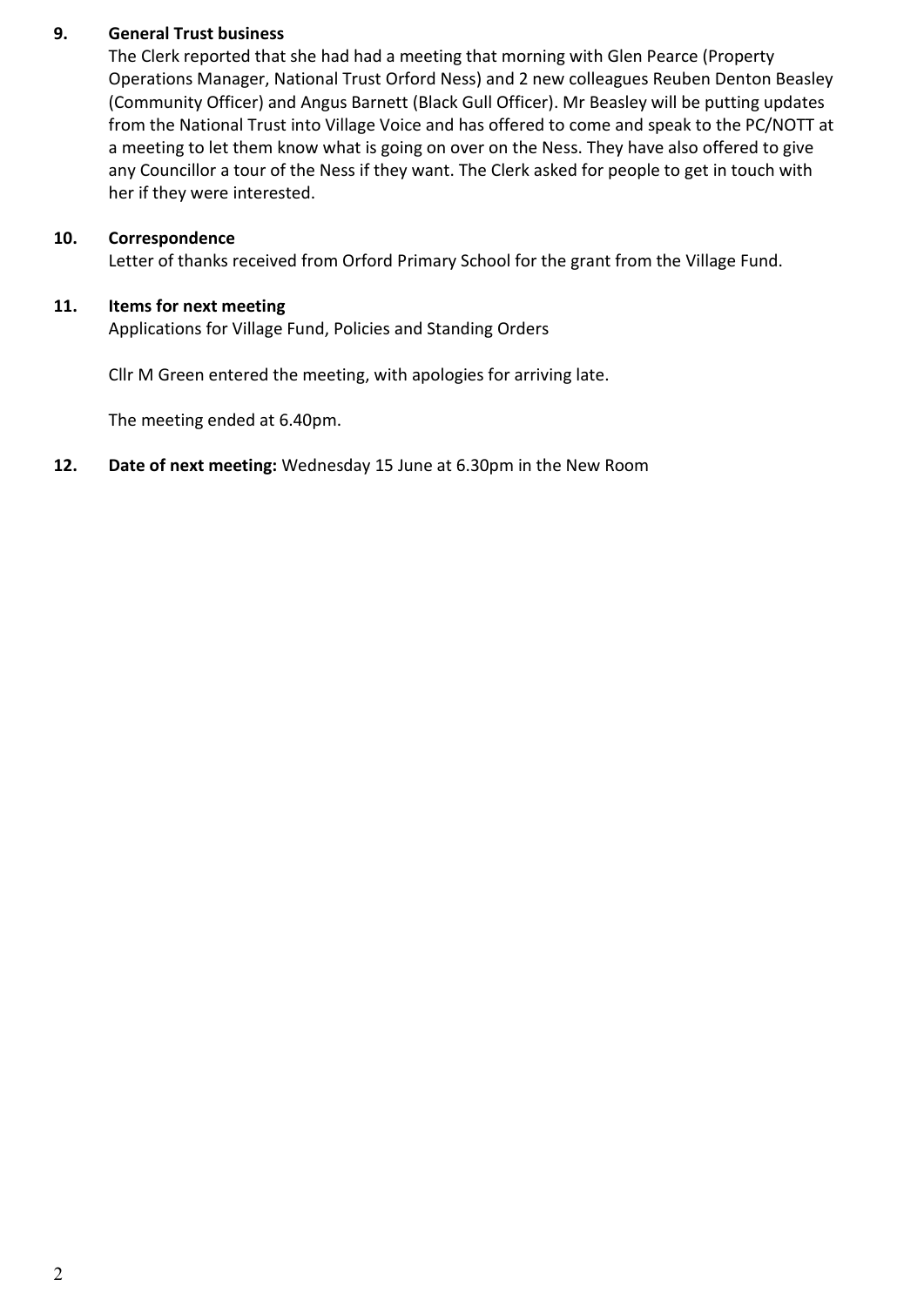**9. General Trust business**

The Clerk reported that she had had a meeting that morning with Glen Pearce (Property Operations Manager, National Trust Orford Ness) and 2 new colleagues Reuben Denton Beasley (Community Officer) and Angus Barnett (Black Gull Officer). Mr Beasley will be putting updates from the National Trust into Village Voice and has offered to come and speak to the PC/NOTT at a meeting to let them know what is going on over on the Ness. They have also offered to give any Councillor a tour of the Ness if they want. The Clerk asked for people to get in touch with her if they were interested.

**10. Correspondence**

Letter of thanks received from Orford Primary School for the grant from the Village Fund.

**11. Items for next meeting**

Applications for Village Fund, Policies and Standing Orders

Cllr M Green entered the meeting, with apologies for arriving late.

The meeting ended at 6.40pm.

**12. Date of next meeting:** Wednesday 15 June at 6.30pm in the New Room